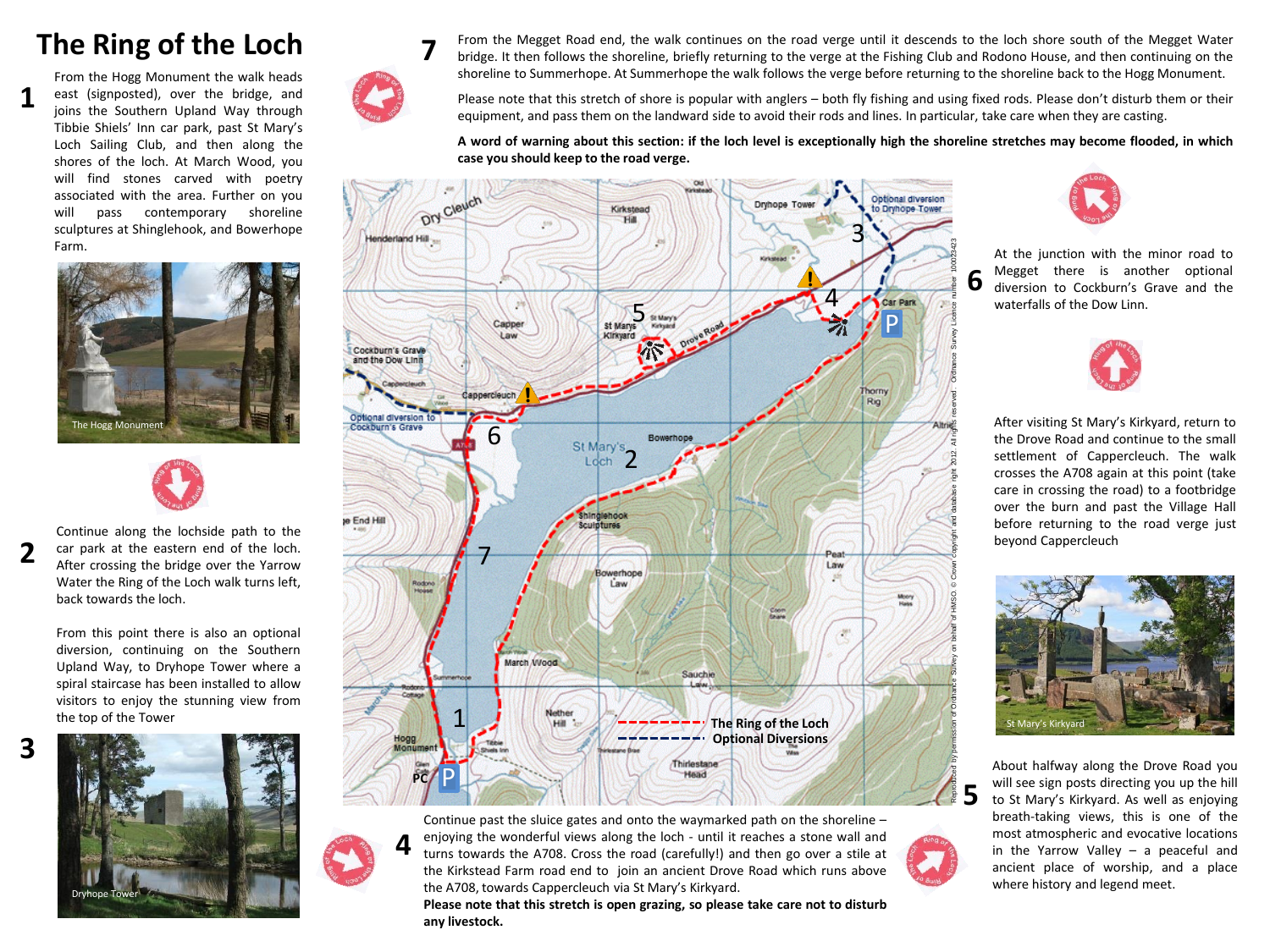# The Ring of the Loch

**1**

From the Hogg Monument the walk heads east (signposted), over the bridge, and joins the Southern Upland Way through Tibbie Shiels' Inn car park, past St Mary's Loch Sailing Club, and then along the shores of the loch. At March Wood, you will find stones carved with poetry associated with the area. Further on you will pass contemporary shoreline sculptures at Shinglehook, and Bowerhope Farm.

The Hogg Monument

**2**

Continue along the lochside path to the car park at the eastern end of the loch. After crossing the bridge over the Yarrow Water the Ring of the Loch walk turns left, back towards the loch.

From this point there is also an optional diversion, continuing on the Southern Upland Way, to Dryhope Tower where a spiral staircase has been installed to allow visitors to enjoy the stunning view from the top of the Tower

**3**

Dryhope Tower

**7**

From the Megget Road end, the walk continues on the road verge until it descends to the loch shore south of the Megget Water bridge. It then follows the shoreline, briefly returning to the verge at the Fishing Club and Rodono House, and then continuing on the shoreline to Summerhope. At Summerhope the walk follows the verge before returning to the shoreline back to the Hogg Monument.

Please note that this stretch of shore is popular with anglers – both fly fishing and using fixed rods. Please don't disturb them or their equipment, and pass them on the landward side to avoid their rods and lines. In particular, take care when they are casting.

**A word of warning about this section: if the loch level is exceptionally high the shoreline stretches may become flooded, in which case you should keep to the road verge.**

**4**

Continue past the sluice gates and onto the waymarked path on the shoreline – enjoying the wonderful views along the loch - until it reaches a stone wall and turns towards the A708. Cross the road (carefully!) and then go over a stile at the Kirkstead Farm road end to join an ancient Drove Road which runs above the A708, towards Cappercleuch via St Mary's Kirkyard.

**Please note that this stretch is open grazing, so please take care not to disturb any livestock.**

The Ring of the Loch
Optional Diversions

Reproduced by permission of Ordnance Survey on behalf of HMSO. © Crown copyright and database right 2012. All rights reserved. Ordnance Survey Licence number 100023423

**6**

At the junction with the minor road to Megget there is another optional diversion to Cockburn's Grave and the waterfalls of the Dow Linn.

After visiting St Mary's Kirkyard, return to the Drove Road and continue to the small settlement of Cappercleuch. The walk crosses the A708 again at this point (take care in crossing the road) to a footbridge over the burn and past the Village Hall before returning to the road verge just beyond Cappercleuch

St Mary's Kirkyard

**5**

About halfway along the Drove Road you will see sign posts directing you up the hill to St Mary's Kirkyard. As well as enjoying breath-taking views, this is one of the most atmospheric and evocative locations in the Yarrow Valley – a peaceful and ancient place of worship, and a place where history and legend meet.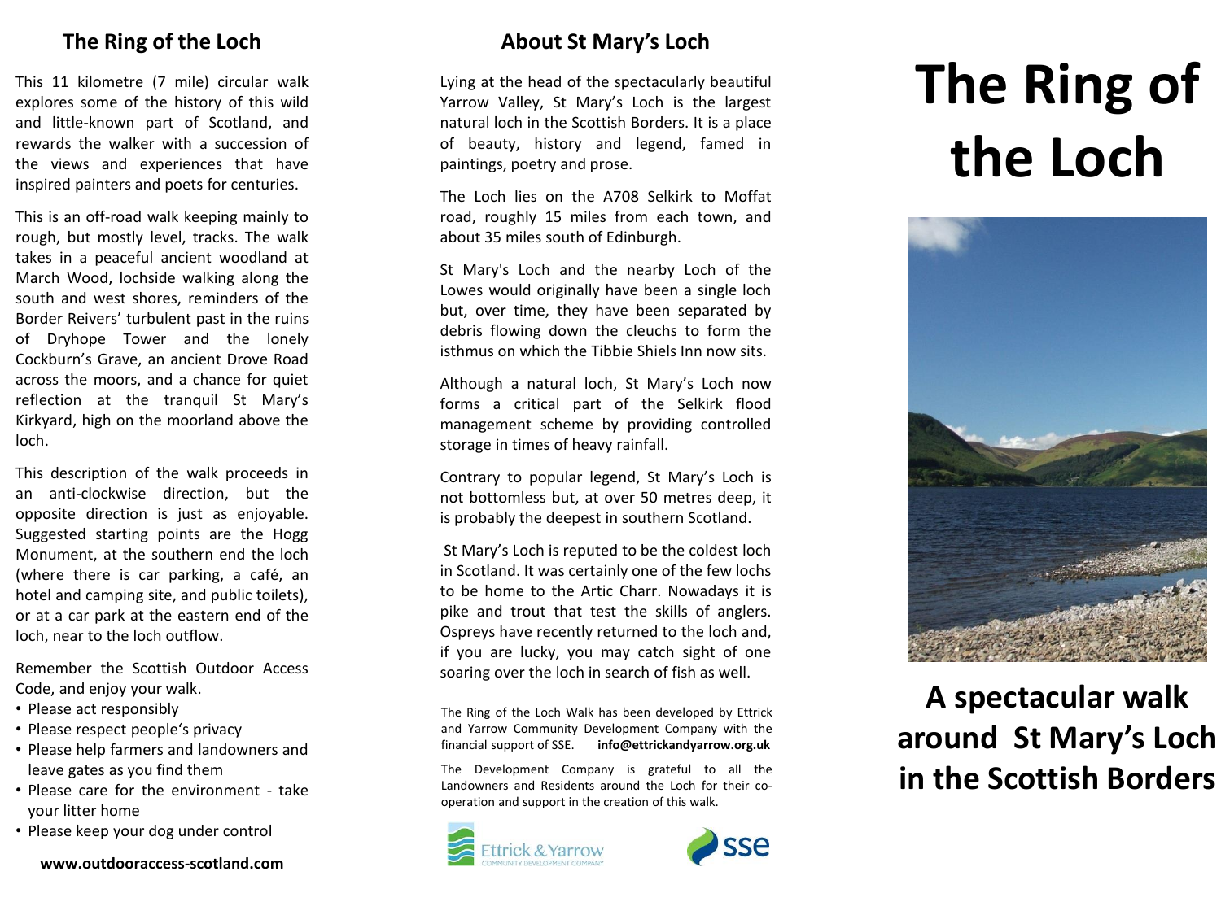## The Ring of the Loch

This 11 kilometre (7 mile) circular walk explores some of the history of this wild and little-known part of Scotland, and rewards the walker with a succession of the views and experiences that have inspired painters and poets for centuries.

This is an off-road walk keeping mainly to rough, but mostly level, tracks. The walk takes in a peaceful ancient woodland at March Wood, lochside walking along the south and west shores, reminders of the Border Reivers' turbulent past in the ruins of Dryhope Tower and the lonely Cockburn's Grave, an ancient Drove Road across the moors, and a chance for quiet reflection at the tranquil St Mary's Kirkyard, high on the moorland above the loch.

This description of the walk proceeds in an anti-clockwise direction, but the opposite direction is just as enjoyable. Suggested starting points are the Hogg Monument, at the southern end the loch (where there is car parking, a café, an hotel and camping site, and public toilets), or at a car park at the eastern end of the loch, near to the loch outflow.

Remember the Scottish Outdoor Access Code, and enjoy your walk.

- Please act responsibly
- Please respect people's privacy
- Please help farmers and landowners and leave gates as you find them
- Please care for the environment - take your litter home
- Please keep your dog under control

**www.outdooraccess-scotland.com**

## About St Mary's Loch

Lying at the head of the spectacularly beautiful Yarrow Valley, St Mary's Loch is the largest natural loch in the Scottish Borders. It is a place of beauty, history and legend, famed in paintings, poetry and prose.

The Loch lies on the A708 Selkirk to Moffat road, roughly 15 miles from each town, and about 35 miles south of Edinburgh.

St Mary's Loch and the nearby Loch of the Lowes would originally have been a single loch but, over time, they have been separated by debris flowing down the cleuchs to form the isthmus on which the Tibbie Shiels Inn now sits.

Although a natural loch, St Mary's Loch now forms a critical part of the Selkirk flood management scheme by providing controlled storage in times of heavy rainfall.

Contrary to popular legend, St Mary's Loch is not bottomless but, at over 50 metres deep, it is probably the deepest in southern Scotland.

St Mary's Loch is reputed to be the coldest loch in Scotland. It was certainly one of the few lochs to be home to the Artic Charr. Nowadays it is pike and trout that test the skills of anglers. Ospreys have recently returned to the loch and, if you are lucky, you may catch sight of one soaring over the loch in search of fish as well.

The Ring of the Loch Walk has been developed by Ettrick and Yarrow Community Development Company with the financial support of SSE. **info@ettrickandyarrow.org.uk**

The Development Company is grateful to all the Landowners and Residents around the Loch for their co-operation and support in the creation of this walk.

Ettrick & Yarrow COMMUNITY DEVELOPMENT COMPANY

sse

# The Ring of the Loch

## A spectacular walk around St Mary's Loch in the Scottish Borders